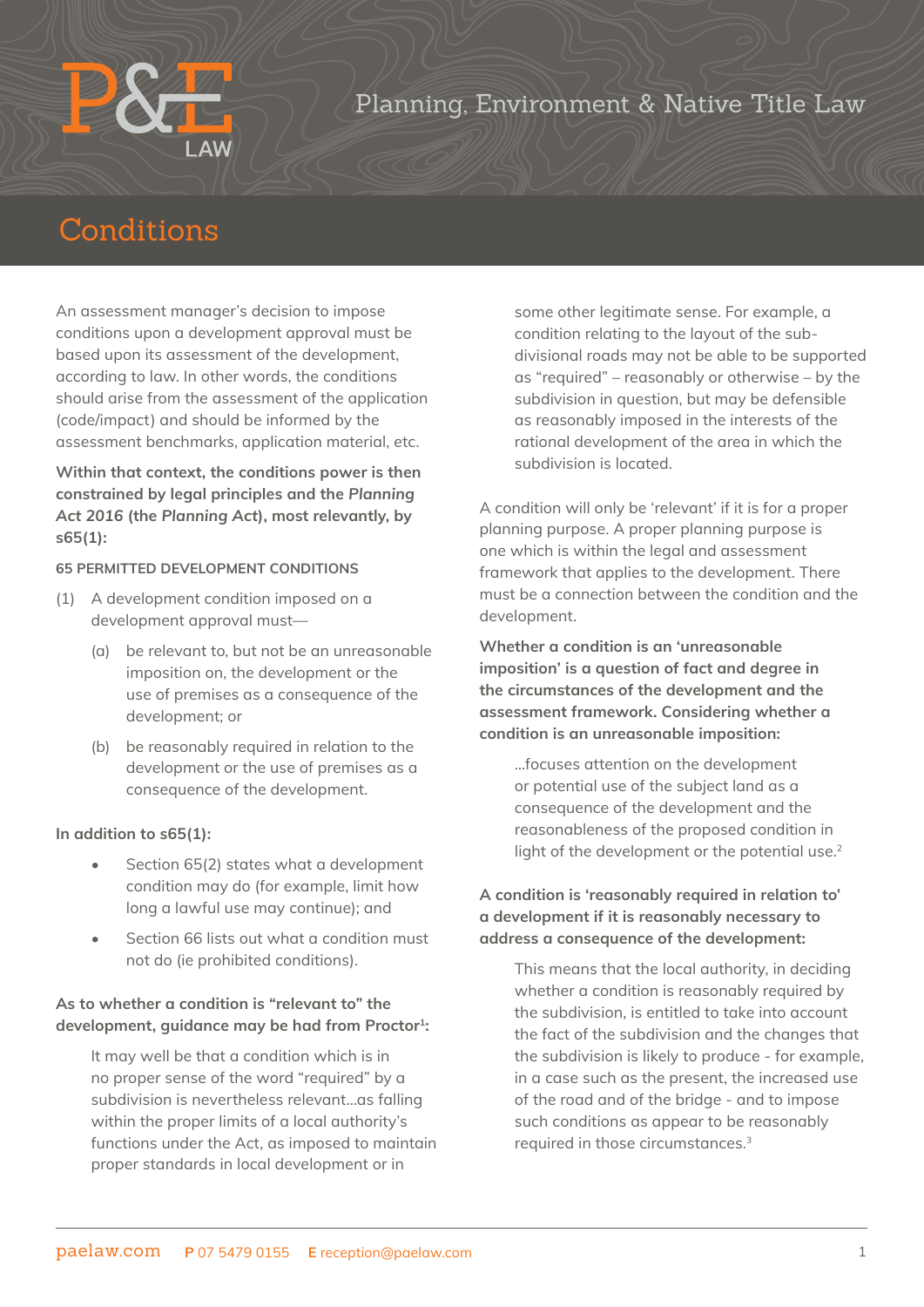# P&E LAW

Planning, Environment & Native Title Law

## Conditions

An assessment manager's decision to impose conditions upon a development approval must be based upon its assessment of the development, according to law. In other words, the conditions should arise from the assessment of the application (code/impact) and should be informed by the assessment benchmarks, application material, etc.

**Within that context, the conditions power is then constrained by legal principles and the *Planning Act 2016* (the *Planning Act*), most relevantly, by s65(1):**

**65 PERMITTED DEVELOPMENT CONDITIONS**

(1) A development condition imposed on a development approval must—

 (a) be relevant to, but not be an unreasonable imposition on, the development or the use of premises as a consequence of the development; or

 (b) be reasonably required in relation to the development or the use of premises as a consequence of the development.

**In addition to s65(1):**

- Section 65(2) states what a development condition may do (for example, limit how long a lawful use may continue); and
- Section 66 lists out what a condition must not do (ie prohibited conditions).

**As to whether a condition is "relevant to" the development, guidance may be had from Proctor[1]:**

> It may well be that a condition which is in no proper sense of the word "required" by a subdivision is nevertheless relevant…as falling within the proper limits of a local authority's functions under the Act, as imposed to maintain proper standards in local development or in some other legitimate sense. For example, a condition relating to the layout of the sub-divisional roads may not be able to be supported as "required" – reasonably or otherwise – by the subdivision in question, but may be defensible as reasonably imposed in the interests of the rational development of the area in which the subdivision is located.

A condition will only be 'relevant' if it is for a proper planning purpose. A proper planning purpose is one which is within the legal and assessment framework that applies to the development. There must be a connection between the condition and the development.

**Whether a condition is an 'unreasonable imposition' is a question of fact and degree in the circumstances of the development and the assessment framework. Considering whether a condition is an unreasonable imposition:**

> …focuses attention on the development or potential use of the subject land as a consequence of the development and the reasonableness of the proposed condition in light of the development or the potential use.[2]

**A condition is 'reasonably required in relation to' a development if it is reasonably necessary to address a consequence of the development:**

> This means that the local authority, in deciding whether a condition is reasonably required by the subdivision, is entitled to take into account the fact of the subdivision and the changes that the subdivision is likely to produce - for example, in a case such as the present, the increased use of the road and of the bridge - and to impose such conditions as appear to be reasonably required in those circumstances.[3]

paelaw.com **P** 07 5479 0155 **E** reception@paelaw.com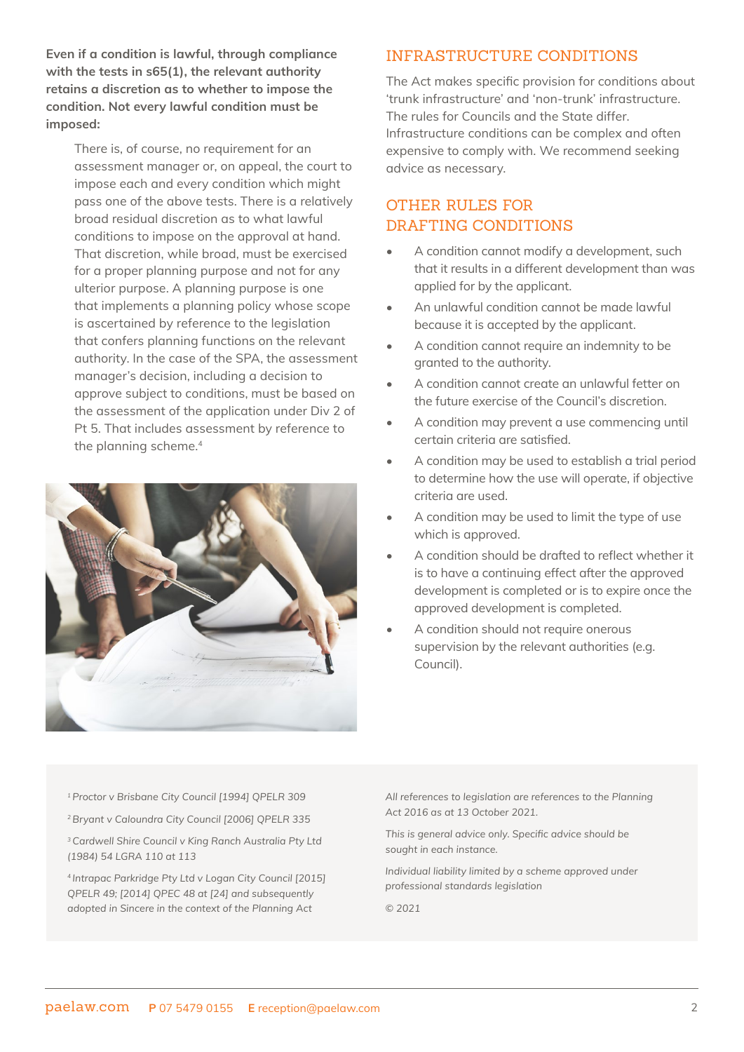**Even if a condition is lawful, through compliance with the tests in s65(1), the relevant authority retains a discretion as to whether to impose the condition. Not every lawful condition must be imposed:**

> There is, of course, no requirement for an assessment manager or, on appeal, the court to impose each and every condition which might pass one of the above tests. There is a relatively broad residual discretion as to what lawful conditions to impose on the approval at hand. That discretion, while broad, must be exercised for a proper planning purpose and not for any ulterior purpose. A planning purpose is one that implements a planning policy whose scope is ascertained by reference to the legislation that confers planning functions on the relevant authority. In the case of the SPA, the assessment manager's decision, including a decision to approve subject to conditions, must be based on the assessment of the application under Div 2 of Pt 5. That includes assessment by reference to the planning scheme.[4]

## INFRASTRUCTURE CONDITIONS

The Act makes specific provision for conditions about 'trunk infrastructure' and 'non-trunk' infrastructure. The rules for Councils and the State differ. Infrastructure conditions can be complex and often expensive to comply with. We recommend seeking advice as necessary.

## OTHER RULES FOR DRAFTING CONDITIONS

- A condition cannot modify a development, such that it results in a different development than was applied for by the applicant.
- An unlawful condition cannot be made lawful because it is accepted by the applicant.
- A condition cannot require an indemnity to be granted to the authority.
- A condition cannot create an unlawful fetter on the future exercise of the Council's discretion.
- A condition may prevent a use commencing until certain criteria are satisfied.
- A condition may be used to establish a trial period to determine how the use will operate, if objective criteria are used.
- A condition may be used to limit the type of use which is approved.
- A condition should be drafted to reflect whether it is to have a continuing effect after the approved development is completed or is to expire once the approved development is completed.
- A condition should not require onerous supervision by the relevant authorities (e.g. Council).

---

[1] *Proctor v Brisbane City Council [1994] QPELR 309*

[2] *Bryant v Caloundra City Council [2006] QPELR 335*

[3] *Cardwell Shire Council v King Ranch Australia Pty Ltd (1984) 54 LGRA 110 at 113*

[4] *Intrapac Parkridge Pty Ltd v Logan City Council [2015] QPELR 49; [2014] QPEC 48 at [24] and subsequently adopted in Sincere in the context of the Planning Act*

*All references to legislation are references to the Planning Act 2016 as at 13 October 2021.*

*This is general advice only. Specific advice should be sought in each instance.*

*Individual liability limited by a scheme approved under professional standards legislation*

*© 2021*